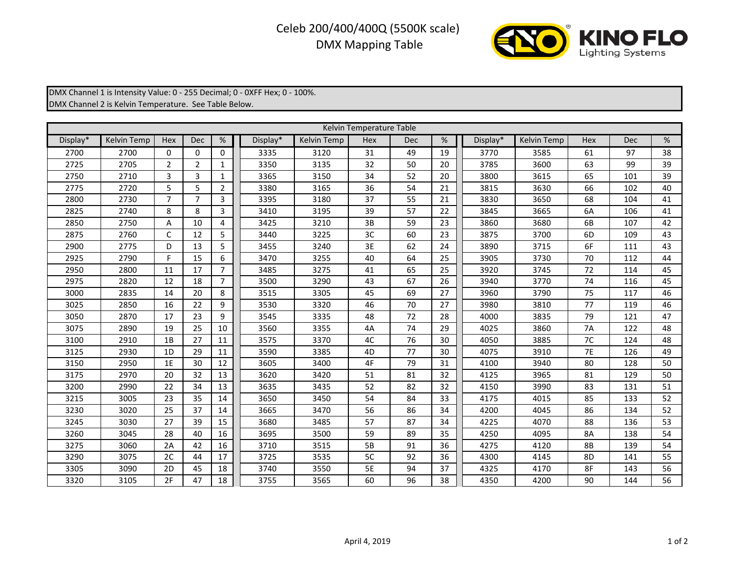# Celeb 200/400/400Q (5500K scale)
## DMX Mapping Table

KINO FLO Lighting Systems

DMX Channel 1 is Intensity Value: 0 - 255 Decimal; 0 - 0XFF Hex; 0 - 100%.
DMX Channel 2 is Kelvin Temperature. See Table Below.

**Kelvin Temperature Table**

| Display* | Kelvin Temp | Hex | Dec | % | Display* | Kelvin Temp | Hex | Dec | % | Display* | Kelvin Temp | Hex | Dec | % |
|---|---|---|---|---|---|---|---|---|---|---|---|---|---|---|
| 2700 | 2700 | 0 | 0 | 0 | 3335 | 3120 | 31 | 49 | 19 | 3770 | 3585 | 61 | 97 | 38 |
| 2725 | 2705 | 2 | 2 | 1 | 3350 | 3135 | 32 | 50 | 20 | 3785 | 3600 | 63 | 99 | 39 |
| 2750 | 2710 | 3 | 3 | 1 | 3365 | 3150 | 34 | 52 | 20 | 3800 | 3615 | 65 | 101 | 39 |
| 2775 | 2720 | 5 | 5 | 2 | 3380 | 3165 | 36 | 54 | 21 | 3815 | 3630 | 66 | 102 | 40 |
| 2800 | 2730 | 7 | 7 | 3 | 3395 | 3180 | 37 | 55 | 21 | 3830 | 3650 | 68 | 104 | 41 |
| 2825 | 2740 | 8 | 8 | 3 | 3410 | 3195 | 39 | 57 | 22 | 3845 | 3665 | 6A | 106 | 41 |
| 2850 | 2750 | A | 10 | 4 | 3425 | 3210 | 3B | 59 | 23 | 3860 | 3680 | 6B | 107 | 42 |
| 2875 | 2760 | C | 12 | 5 | 3440 | 3225 | 3C | 60 | 23 | 3875 | 3700 | 6D | 109 | 43 |
| 2900 | 2775 | D | 13 | 5 | 3455 | 3240 | 3E | 62 | 24 | 3890 | 3715 | 6F | 111 | 43 |
| 2925 | 2790 | F | 15 | 6 | 3470 | 3255 | 40 | 64 | 25 | 3905 | 3730 | 70 | 112 | 44 |
| 2950 | 2800 | 11 | 17 | 7 | 3485 | 3275 | 41 | 65 | 25 | 3920 | 3745 | 72 | 114 | 45 |
| 2975 | 2820 | 12 | 18 | 7 | 3500 | 3290 | 43 | 67 | 26 | 3940 | 3770 | 74 | 116 | 45 |
| 3000 | 2835 | 14 | 20 | 8 | 3515 | 3305 | 45 | 69 | 27 | 3960 | 3790 | 75 | 117 | 46 |
| 3025 | 2850 | 16 | 22 | 9 | 3530 | 3320 | 46 | 70 | 27 | 3980 | 3810 | 77 | 119 | 46 |
| 3050 | 2870 | 17 | 23 | 9 | 3545 | 3335 | 48 | 72 | 28 | 4000 | 3835 | 79 | 121 | 47 |
| 3075 | 2890 | 19 | 25 | 10 | 3560 | 3355 | 4A | 74 | 29 | 4025 | 3860 | 7A | 122 | 48 |
| 3100 | 2910 | 1B | 27 | 11 | 3575 | 3370 | 4C | 76 | 30 | 4050 | 3885 | 7C | 124 | 48 |
| 3125 | 2930 | 1D | 29 | 11 | 3590 | 3385 | 4D | 77 | 30 | 4075 | 3910 | 7E | 126 | 49 |
| 3150 | 2950 | 1E | 30 | 12 | 3605 | 3400 | 4F | 79 | 31 | 4100 | 3940 | 80 | 128 | 50 |
| 3175 | 2970 | 20 | 32 | 13 | 3620 | 3420 | 51 | 81 | 32 | 4125 | 3965 | 81 | 129 | 50 |
| 3200 | 2990 | 22 | 34 | 13 | 3635 | 3435 | 52 | 82 | 32 | 4150 | 3990 | 83 | 131 | 51 |
| 3215 | 3005 | 23 | 35 | 14 | 3650 | 3450 | 54 | 84 | 33 | 4175 | 4015 | 85 | 133 | 52 |
| 3230 | 3020 | 25 | 37 | 14 | 3665 | 3470 | 56 | 86 | 34 | 4200 | 4045 | 86 | 134 | 52 |
| 3245 | 3030 | 27 | 39 | 15 | 3680 | 3485 | 57 | 87 | 34 | 4225 | 4070 | 88 | 136 | 53 |
| 3260 | 3045 | 28 | 40 | 16 | 3695 | 3500 | 59 | 89 | 35 | 4250 | 4095 | 8A | 138 | 54 |
| 3275 | 3060 | 2A | 42 | 16 | 3710 | 3515 | 5B | 91 | 36 | 4275 | 4120 | 8B | 139 | 54 |
| 3290 | 3075 | 2C | 44 | 17 | 3725 | 3535 | 5C | 92 | 36 | 4300 | 4145 | 8D | 141 | 55 |
| 3305 | 3090 | 2D | 45 | 18 | 3740 | 3550 | 5E | 94 | 37 | 4325 | 4170 | 8F | 143 | 56 |
| 3320 | 3105 | 2F | 47 | 18 | 3755 | 3565 | 60 | 96 | 38 | 4350 | 4200 | 90 | 144 | 56 |

April 4, 2019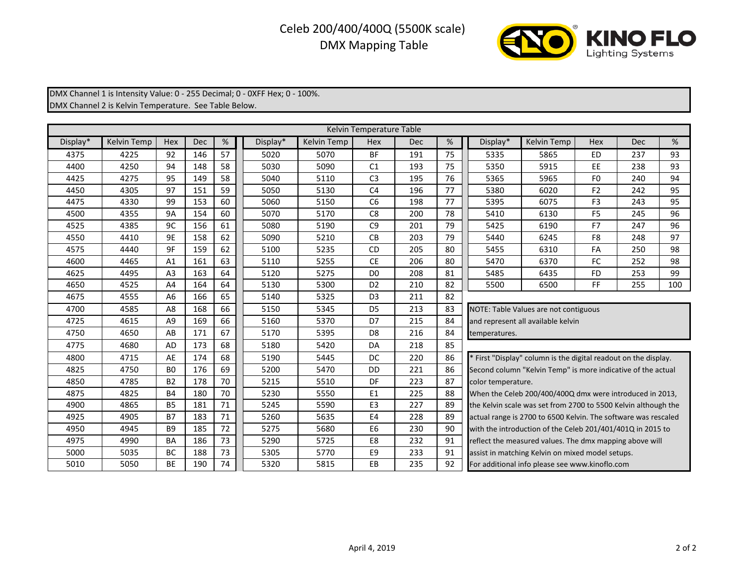# Celeb 200/400/400Q (5500K scale)
# DMX Mapping Table

KINO FLO Lighting Systems

DMX Channel 1 is Intensity Value: 0 - 255 Decimal; 0 - 0XFF Hex; 0 - 100%.
DMX Channel 2 is Kelvin Temperature. See Table Below.

## Kelvin Temperature Table

| Display* | Kelvin Temp | Hex | Dec | % | Display* | Kelvin Temp | Hex | Dec | % | Display* | Kelvin Temp | Hex | Dec | % |
|---|---|---|---|---|---|---|---|---|---|---|---|---|---|---|
| 4375 | 4225 | 92 | 146 | 57 | 5020 | 5070 | BF | 191 | 75 | 5335 | 5865 | ED | 237 | 93 |
| 4400 | 4250 | 94 | 148 | 58 | 5030 | 5090 | C1 | 193 | 75 | 5350 | 5915 | EE | 238 | 93 |
| 4425 | 4275 | 95 | 149 | 58 | 5040 | 5110 | C3 | 195 | 76 | 5365 | 5965 | F0 | 240 | 94 |
| 4450 | 4305 | 97 | 151 | 59 | 5050 | 5130 | C4 | 196 | 77 | 5380 | 6020 | F2 | 242 | 95 |
| 4475 | 4330 | 99 | 153 | 60 | 5060 | 5150 | C6 | 198 | 77 | 5395 | 6075 | F3 | 243 | 95 |
| 4500 | 4355 | 9A | 154 | 60 | 5070 | 5170 | C8 | 200 | 78 | 5410 | 6130 | F5 | 245 | 96 |
| 4525 | 4385 | 9C | 156 | 61 | 5080 | 5190 | C9 | 201 | 79 | 5425 | 6190 | F7 | 247 | 96 |
| 4550 | 4410 | 9E | 158 | 62 | 5090 | 5210 | CB | 203 | 79 | 5440 | 6245 | F8 | 248 | 97 |
| 4575 | 4440 | 9F | 159 | 62 | 5100 | 5235 | CD | 205 | 80 | 5455 | 6310 | FA | 250 | 98 |
| 4600 | 4465 | A1 | 161 | 63 | 5110 | 5255 | CE | 206 | 80 | 5470 | 6370 | FC | 252 | 98 |
| 4625 | 4495 | A3 | 163 | 64 | 5120 | 5275 | D0 | 208 | 81 | 5485 | 6435 | FD | 253 | 99 |
| 4650 | 4525 | A4 | 164 | 64 | 5130 | 5300 | D2 | 210 | 82 | 5500 | 6500 | FF | 255 | 100 |
| 4675 | 4555 | A6 | 166 | 65 | 5140 | 5325 | D3 | 211 | 82 | | | | | |
| 4700 | 4585 | A8 | 168 | 66 | 5150 | 5345 | D5 | 213 | 83 | | | | | |
| 4725 | 4615 | A9 | 169 | 66 | 5160 | 5370 | D7 | 215 | 84 | | | | | |
| 4750 | 4650 | AB | 171 | 67 | 5170 | 5395 | D8 | 216 | 84 | | | | | |
| 4775 | 4680 | AD | 173 | 68 | 5180 | 5420 | DA | 218 | 85 | | | | | |
| 4800 | 4715 | AE | 174 | 68 | 5190 | 5445 | DC | 220 | 86 | | | | | |
| 4825 | 4750 | B0 | 176 | 69 | 5200 | 5470 | DD | 221 | 86 | | | | | |
| 4850 | 4785 | B2 | 178 | 70 | 5215 | 5510 | DF | 223 | 87 | | | | | |
| 4875 | 4825 | B4 | 180 | 70 | 5230 | 5550 | E1 | 225 | 88 | | | | | |
| 4900 | 4865 | B5 | 181 | 71 | 5245 | 5590 | E3 | 227 | 89 | | | | | |
| 4925 | 4905 | B7 | 183 | 71 | 5260 | 5635 | E4 | 228 | 89 | | | | | |
| 4950 | 4945 | B9 | 185 | 72 | 5275 | 5680 | E6 | 230 | 90 | | | | | |
| 4975 | 4990 | BA | 186 | 73 | 5290 | 5725 | E8 | 232 | 91 | | | | | |
| 5000 | 5035 | BC | 188 | 73 | 5305 | 5770 | E9 | 233 | 91 | | | | | |
| 5010 | 5050 | BE | 190 | 74 | 5320 | 5815 | EB | 235 | 92 | | | | | |

NOTE: Table Values are not contiguous and represent all available kelvin temperatures.

* First "Display" column is the digital readout on the display. Second column "Kelvin Temp" is more indicative of the actual color temperature. When the Celeb 200/400/400Q dmx were introduced in 2013, the Kelvin scale was set from 2700 to 5500 Kelvin although the actual range is 2700 to 6500 Kelvin. The software was rescaled with the introduction of the Celeb 201/401/401Q in 2015 to reflect the measured values. The dmx mapping above will assist in matching Kelvin on mixed model setups. For additional info please see www.kinoflo.com

April 4, 2019